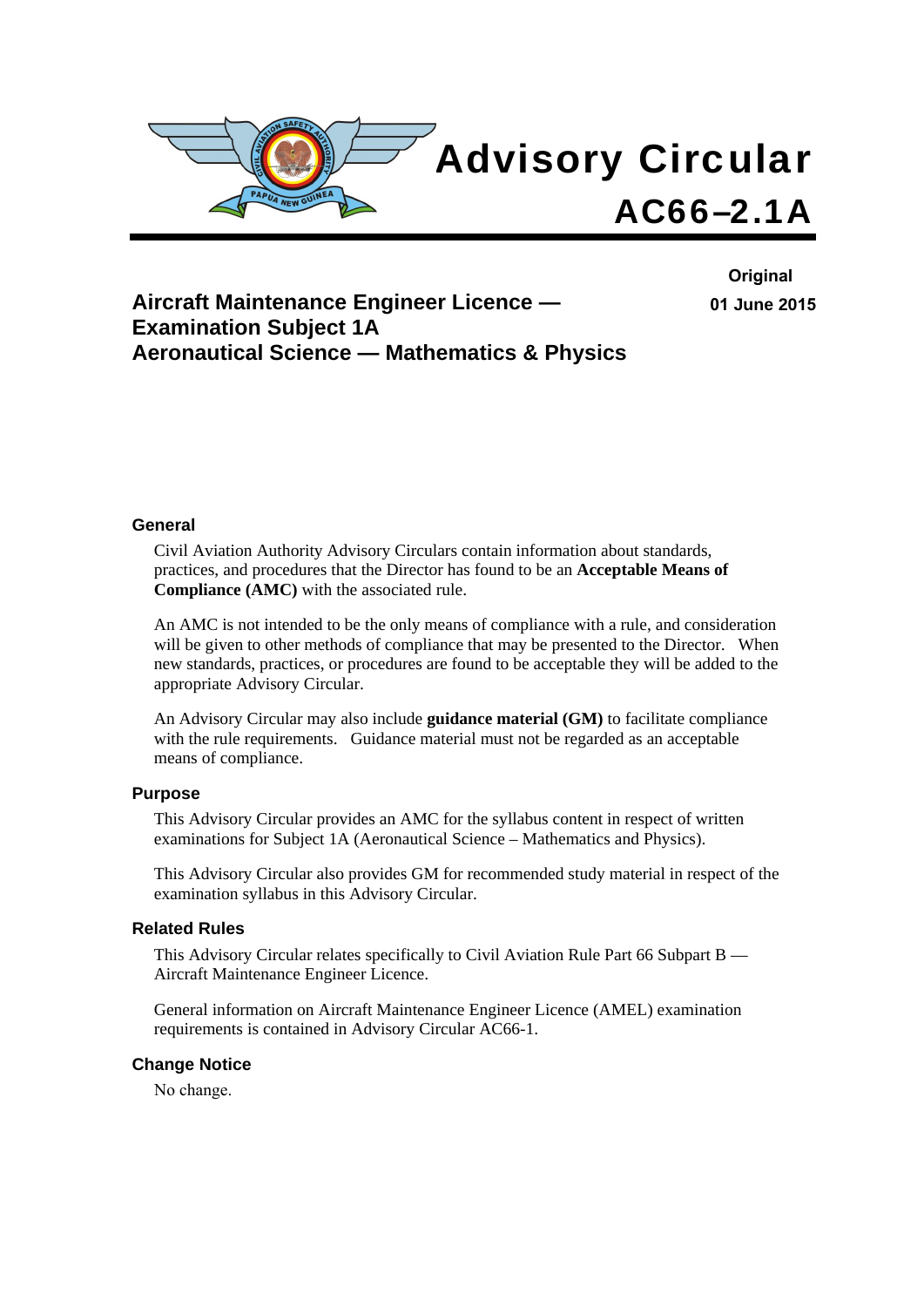# Advisory Circular

## AC66–2.1A

**Original**

**01 June 2015**

## Aircraft Maintenance Engineer Licence — Examination Subject 1A Aeronautical Science — Mathematics & Physics

### General

Civil Aviation Authority Advisory Circulars contain information about standards, practices, and procedures that the Director has found to be an **Acceptable Means of Compliance (AMC)** with the associated rule.

An AMC is not intended to be the only means of compliance with a rule, and consideration will be given to other methods of compliance that may be presented to the Director. When new standards, practices, or procedures are found to be acceptable they will be added to the appropriate Advisory Circular.

An Advisory Circular may also include **guidance material (GM)** to facilitate compliance with the rule requirements. Guidance material must not be regarded as an acceptable means of compliance.

### Purpose

This Advisory Circular provides an AMC for the syllabus content in respect of written examinations for Subject 1A (Aeronautical Science – Mathematics and Physics).

This Advisory Circular also provides GM for recommended study material in respect of the examination syllabus in this Advisory Circular.

### Related Rules

This Advisory Circular relates specifically to Civil Aviation Rule Part 66 Subpart B — Aircraft Maintenance Engineer Licence.

General information on Aircraft Maintenance Engineer Licence (AMEL) examination requirements is contained in Advisory Circular AC66-1.

### Change Notice

No change.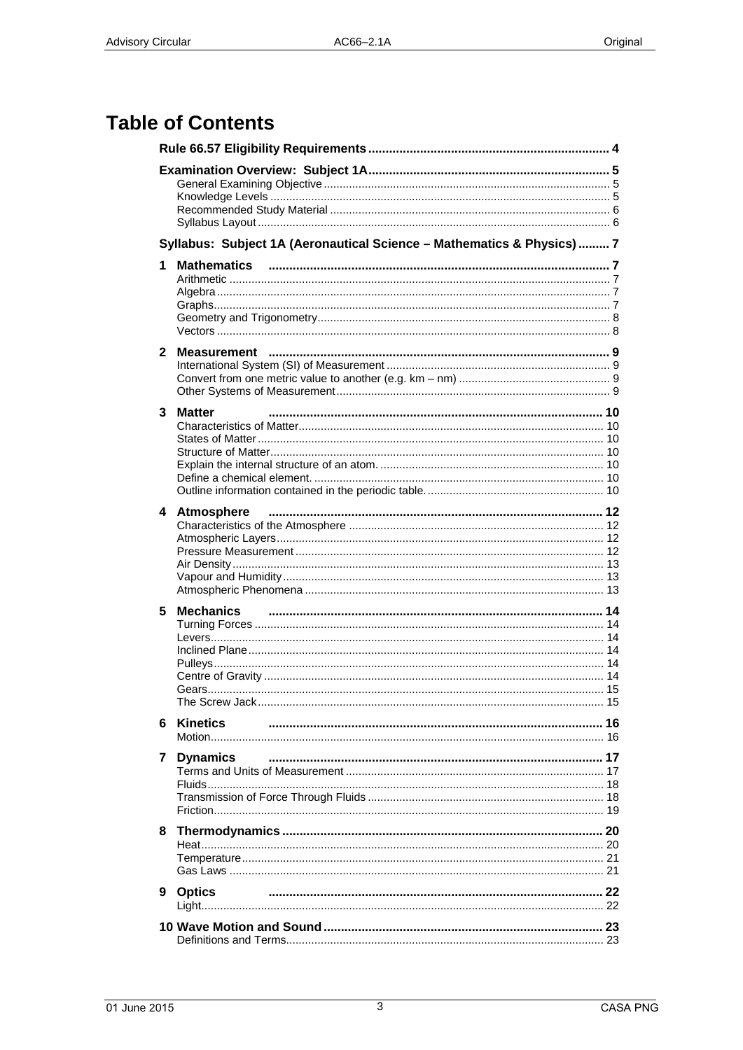# Table of Contents

**Rule 66.57 Eligibility Requirements** ..... 4

**Examination Overview: Subject 1A** ..... 5
- General Examining Objective ..... 5
- Knowledge Levels ..... 5
- Recommended Study Material ..... 6
- Syllabus Layout ..... 6

**Syllabus: Subject 1A (Aeronautical Science – Mathematics & Physics)** ..... 7

**1 Mathematics** ..... 7
- Arithmetic ..... 7
- Algebra ..... 7
- Graphs ..... 7
- Geometry and Trigonometry ..... 8
- Vectors ..... 8

**2 Measurement** ..... 9
- International System (SI) of Measurement ..... 9
- Convert from one metric value to another (e.g. km – nm) ..... 9
- Other Systems of Measurement ..... 9

**3 Matter** ..... 10
- Characteristics of Matter ..... 10
- States of Matter ..... 10
- Structure of Matter ..... 10
- Explain the internal structure of an atom. ..... 10
- Define a chemical element. ..... 10
- Outline information contained in the periodic table. ..... 10

**4 Atmosphere** ..... 12
- Characteristics of the Atmosphere ..... 12
- Atmospheric Layers ..... 12
- Pressure Measurement ..... 12
- Air Density ..... 13
- Vapour and Humidity ..... 13
- Atmospheric Phenomena ..... 13

**5 Mechanics** ..... 14
- Turning Forces ..... 14
- Levers ..... 14
- Inclined Plane ..... 14
- Pulleys ..... 14
- Centre of Gravity ..... 14
- Gears ..... 15
- The Screw Jack ..... 15

**6 Kinetics** ..... 16
- Motion ..... 16

**7 Dynamics** ..... 17
- Terms and Units of Measurement ..... 17
- Fluids ..... 18
- Transmission of Force Through Fluids ..... 18
- Friction ..... 19

**8 Thermodynamics** ..... 20
- Heat ..... 20
- Temperature ..... 21
- Gas Laws ..... 21

**9 Optics** ..... 22
- Light ..... 22

**10 Wave Motion and Sound** ..... 23
- Definitions and Terms ..... 23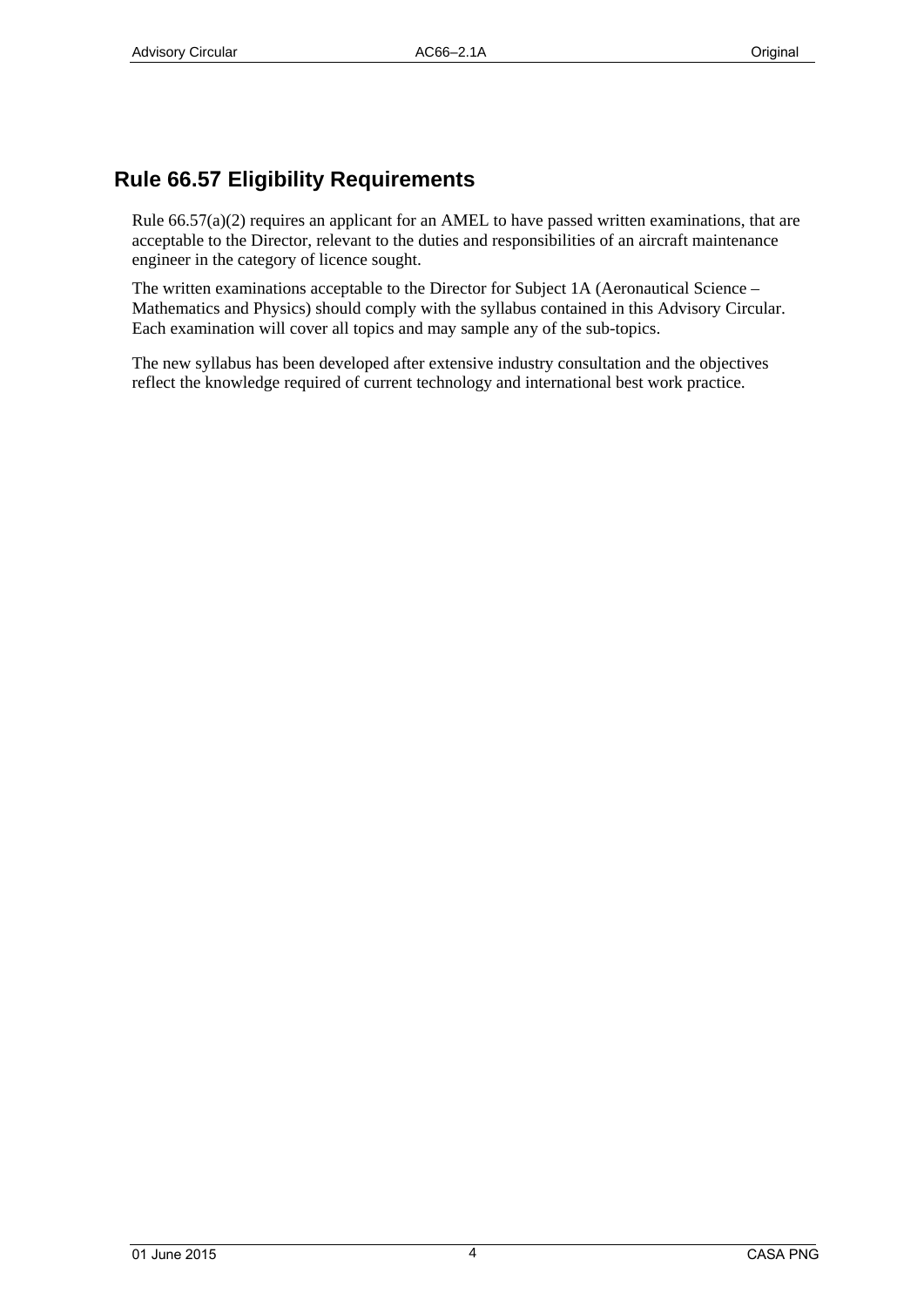## Rule 66.57 Eligibility Requirements

Rule 66.57(a)(2) requires an applicant for an AMEL to have passed written examinations, that are acceptable to the Director, relevant to the duties and responsibilities of an aircraft maintenance engineer in the category of licence sought.

The written examinations acceptable to the Director for Subject 1A (Aeronautical Science – Mathematics and Physics) should comply with the syllabus contained in this Advisory Circular. Each examination will cover all topics and may sample any of the sub-topics.

The new syllabus has been developed after extensive industry consultation and the objectives reflect the knowledge required of current technology and international best work practice.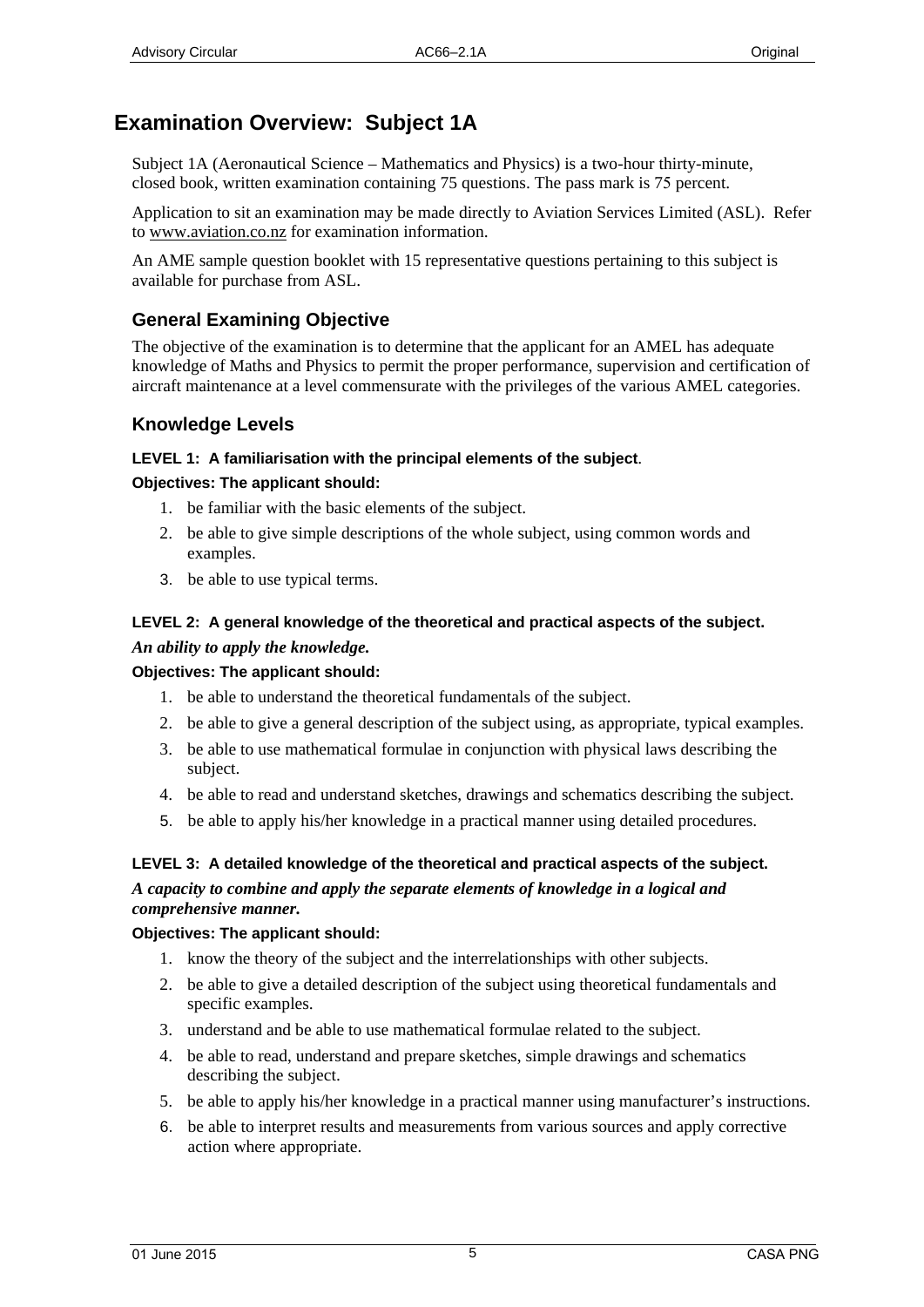# Examination Overview: Subject 1A

Subject 1A (Aeronautical Science – Mathematics and Physics) is a two-hour thirty-minute, closed book, written examination containing 75 questions. The pass mark is 75 percent.

Application to sit an examination may be made directly to Aviation Services Limited (ASL). Refer to www.aviation.co.nz for examination information.

An AME sample question booklet with 15 representative questions pertaining to this subject is available for purchase from ASL.

## General Examining Objective

The objective of the examination is to determine that the applicant for an AMEL has adequate knowledge of Maths and Physics to permit the proper performance, supervision and certification of aircraft maintenance at a level commensurate with the privileges of the various AMEL categories.

## Knowledge Levels

#### LEVEL 1: A familiarisation with the principal elements of the subject.

**Objectives: The applicant should:**

1. be familiar with the basic elements of the subject.
2. be able to give simple descriptions of the whole subject, using common words and examples.
3. be able to use typical terms.

#### LEVEL 2: A general knowledge of the theoretical and practical aspects of the subject.

***An ability to apply the knowledge.***

**Objectives: The applicant should:**

1. be able to understand the theoretical fundamentals of the subject.
2. be able to give a general description of the subject using, as appropriate, typical examples.
3. be able to use mathematical formulae in conjunction with physical laws describing the subject.
4. be able to read and understand sketches, drawings and schematics describing the subject.
5. be able to apply his/her knowledge in a practical manner using detailed procedures.

#### LEVEL 3: A detailed knowledge of the theoretical and practical aspects of the subject.

***A capacity to combine and apply the separate elements of knowledge in a logical and comprehensive manner.***

**Objectives: The applicant should:**

1. know the theory of the subject and the interrelationships with other subjects.
2. be able to give a detailed description of the subject using theoretical fundamentals and specific examples.
3. understand and be able to use mathematical formulae related to the subject.
4. be able to read, understand and prepare sketches, simple drawings and schematics describing the subject.
5. be able to apply his/her knowledge in a practical manner using manufacturer's instructions.
6. be able to interpret results and measurements from various sources and apply corrective action where appropriate.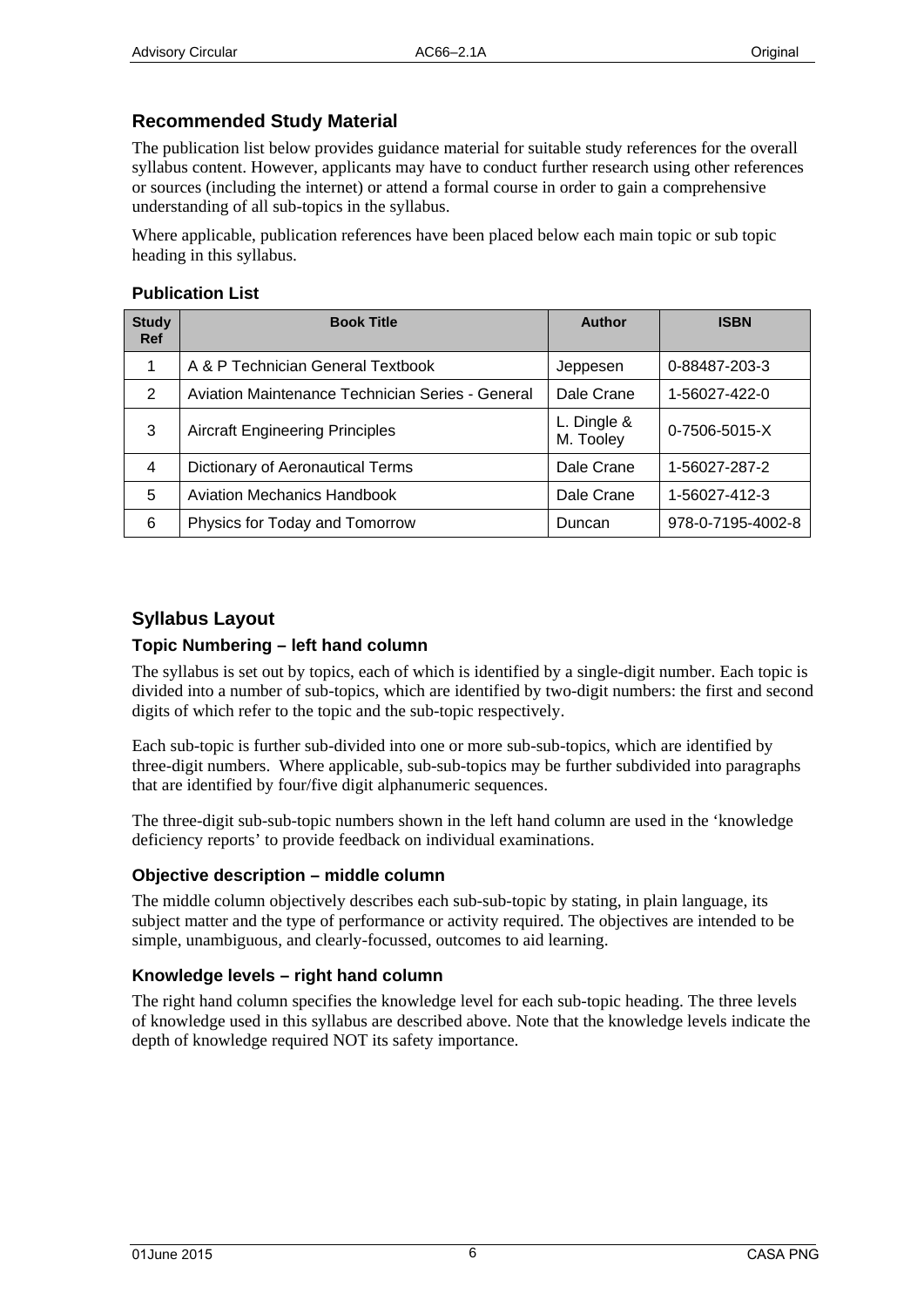## Recommended Study Material

The publication list below provides guidance material for suitable study references for the overall syllabus content. However, applicants may have to conduct further research using other references or sources (including the internet) or attend a formal course in order to gain a comprehensive understanding of all sub-topics in the syllabus.

Where applicable, publication references have been placed below each main topic or sub topic heading in this syllabus.

### Publication List

| Study Ref | Book Title | Author | ISBN |
|---|---|---|---|
| 1 | A & P Technician General Textbook | Jeppesen | 0-88487-203-3 |
| 2 | Aviation Maintenance Technician Series - General | Dale Crane | 1-56027-422-0 |
| 3 | Aircraft Engineering Principles | L. Dingle & M. Tooley | 0-7506-5015-X |
| 4 | Dictionary of Aeronautical Terms | Dale Crane | 1-56027-287-2 |
| 5 | Aviation Mechanics Handbook | Dale Crane | 1-56027-412-3 |
| 6 | Physics for Today and Tomorrow | Duncan | 978-0-7195-4002-8 |

## Syllabus Layout

### Topic Numbering – left hand column

The syllabus is set out by topics, each of which is identified by a single-digit number. Each topic is divided into a number of sub-topics, which are identified by two-digit numbers: the first and second digits of which refer to the topic and the sub-topic respectively.

Each sub-topic is further sub-divided into one or more sub-sub-topics, which are identified by three-digit numbers. Where applicable, sub-sub-topics may be further subdivided into paragraphs that are identified by four/five digit alphanumeric sequences.

The three-digit sub-sub-topic numbers shown in the left hand column are used in the 'knowledge deficiency reports' to provide feedback on individual examinations.

### Objective description – middle column

The middle column objectively describes each sub-sub-topic by stating, in plain language, its subject matter and the type of performance or activity required. The objectives are intended to be simple, unambiguous, and clearly-focussed, outcomes to aid learning.

### Knowledge levels – right hand column

The right hand column specifies the knowledge level for each sub-topic heading. The three levels of knowledge used in this syllabus are described above. Note that the knowledge levels indicate the depth of knowledge required NOT its safety importance.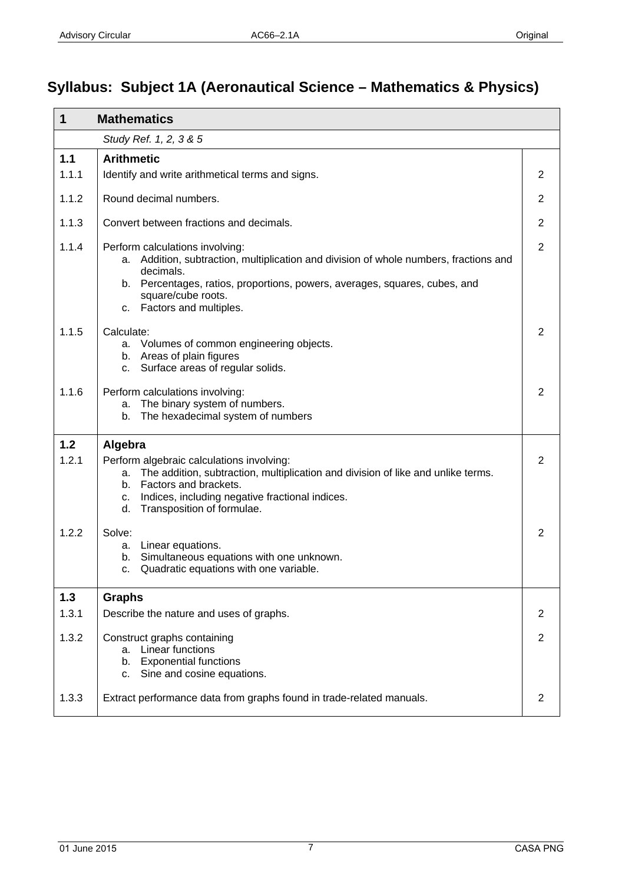# Syllabus: Subject 1A (Aeronautical Science – Mathematics & Physics)

| 1 | Mathematics | |
|---|---|---|
| | *Study Ref. 1, 2, 3 & 5* | |
| **1.1** | **Arithmetic** | |
| 1.1.1 | Identify and write arithmetical terms and signs. | 2 |
| 1.1.2 | Round decimal numbers. | 2 |
| 1.1.3 | Convert between fractions and decimals. | 2 |
| 1.1.4 | Perform calculations involving:<br>a. Addition, subtraction, multiplication and division of whole numbers, fractions and decimals.<br>b. Percentages, ratios, proportions, powers, averages, squares, cubes, and square/cube roots.<br>c. Factors and multiples. | 2 |
| 1.1.5 | Calculate:<br>a. Volumes of common engineering objects.<br>b. Areas of plain figures<br>c. Surface areas of regular solids. | 2 |
| 1.1.6 | Perform calculations involving:<br>a. The binary system of numbers.<br>b. The hexadecimal system of numbers | 2 |
| **1.2** | **Algebra** | |
| 1.2.1 | Perform algebraic calculations involving:<br>a. The addition, subtraction, multiplication and division of like and unlike terms.<br>b. Factors and brackets.<br>c. Indices, including negative fractional indices.<br>d. Transposition of formulae. | 2 |
| 1.2.2 | Solve:<br>a. Linear equations.<br>b. Simultaneous equations with one unknown.<br>c. Quadratic equations with one variable. | 2 |
| **1.3** | **Graphs** | |
| 1.3.1 | Describe the nature and uses of graphs. | 2 |
| 1.3.2 | Construct graphs containing<br>a. Linear functions<br>b. Exponential functions<br>c. Sine and cosine equations. | 2 |
| 1.3.3 | Extract performance data from graphs found in trade-related manuals. | 2 |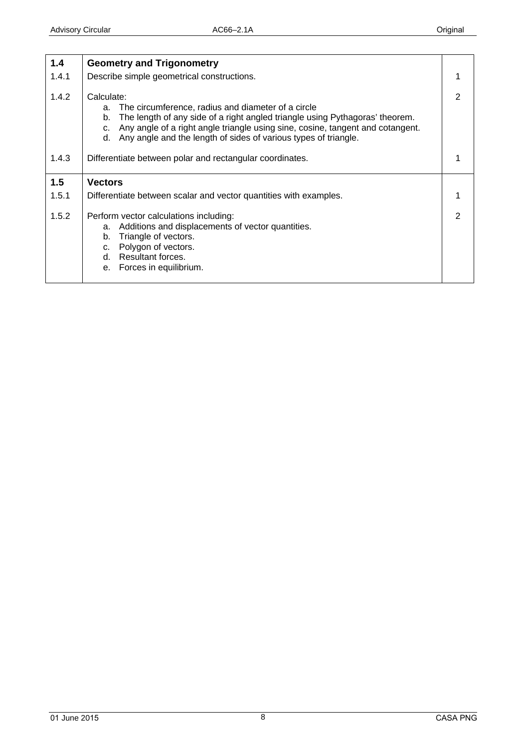| | | |
|---|---|---|
| **1.4** | **Geometry and Trigonometry** | |
| 1.4.1 | Describe simple geometrical constructions. | 1 |
| 1.4.2 | Calculate:<br>a. The circumference, radius and diameter of a circle<br>b. The length of any side of a right angled triangle using Pythagoras' theorem.<br>c. Any angle of a right angle triangle using sine, cosine, tangent and cotangent.<br>d. Any angle and the length of sides of various types of triangle. | 2 |
| 1.4.3 | Differentiate between polar and rectangular coordinates. | 1 |
| **1.5** | **Vectors** | |
| 1.5.1 | Differentiate between scalar and vector quantities with examples. | 1 |
| 1.5.2 | Perform vector calculations including:<br>a. Additions and displacements of vector quantities.<br>b. Triangle of vectors.<br>c. Polygon of vectors.<br>d. Resultant forces.<br>e. Forces in equilibrium. | 2 |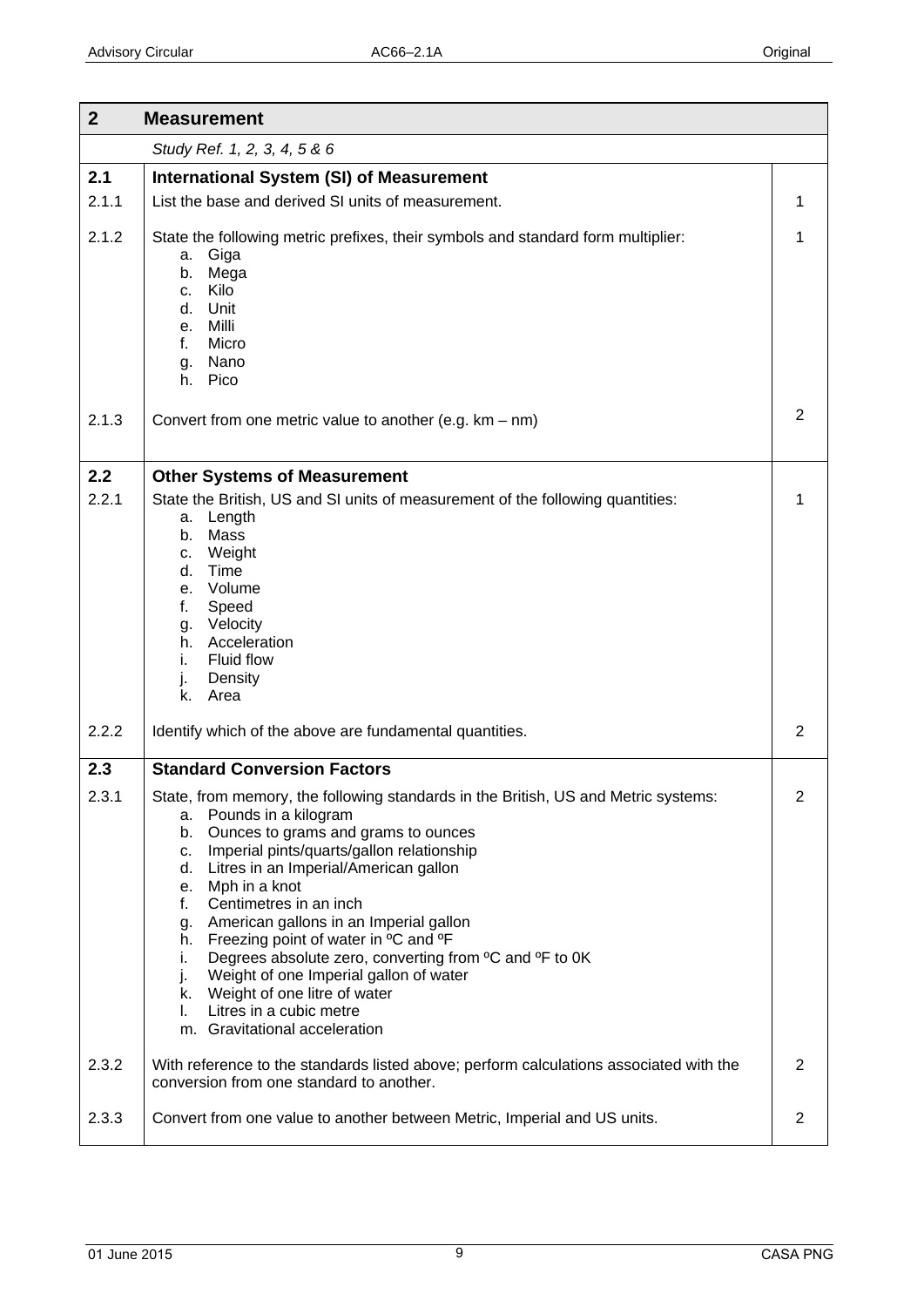| 2 | Measurement | |
|---|---|---|
| | *Study Ref. 1, 2, 3, 4, 5 & 6* | |
| **2.1** | **International System (SI) of Measurement** | |
| 2.1.1 | List the base and derived SI units of measurement. | 1 |
| 2.1.2 | State the following metric prefixes, their symbols and standard form multiplier:<br>a. Giga<br>b. Mega<br>c. Kilo<br>d. Unit<br>e. Milli<br>f. Micro<br>g. Nano<br>h. Pico | 1 |
| 2.1.3 | Convert from one metric value to another (e.g. km – nm) | 2 |
| **2.2** | **Other Systems of Measurement** | |
| 2.2.1 | State the British, US and SI units of measurement of the following quantities:<br>a. Length<br>b. Mass<br>c. Weight<br>d. Time<br>e. Volume<br>f. Speed<br>g. Velocity<br>h. Acceleration<br>i. Fluid flow<br>j. Density<br>k. Area | 1 |
| 2.2.2 | Identify which of the above are fundamental quantities. | 2 |
| **2.3** | **Standard Conversion Factors** | |
| 2.3.1 | State, from memory, the following standards in the British, US and Metric systems:<br>a. Pounds in a kilogram<br>b. Ounces to grams and grams to ounces<br>c. Imperial pints/quarts/gallon relationship<br>d. Litres in an Imperial/American gallon<br>e. Mph in a knot<br>f. Centimetres in an inch<br>g. American gallons in an Imperial gallon<br>h. Freezing point of water in ºC and ºF<br>i. Degrees absolute zero, converting from ºC and ºF to 0K<br>j. Weight of one Imperial gallon of water<br>k. Weight of one litre of water<br>l. Litres in a cubic metre<br>m. Gravitational acceleration | 2 |
| 2.3.2 | With reference to the standards listed above; perform calculations associated with the conversion from one standard to another. | 2 |
| 2.3.3 | Convert from one value to another between Metric, Imperial and US units. | 2 |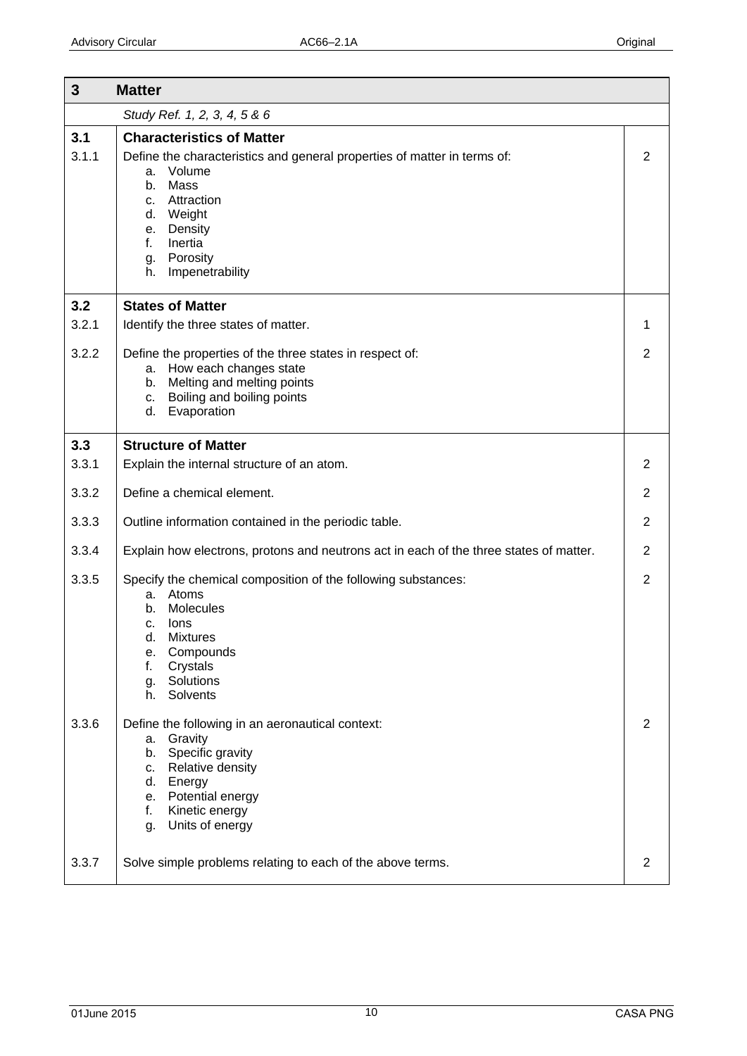| 3 | Matter | |
|---|---|---|
| | *Study Ref. 1, 2, 3, 4, 5 & 6* | |
| **3.1** | **Characteristics of Matter** | |
| 3.1.1 | Define the characteristics and general properties of matter in terms of:<br>a. Volume<br>b. Mass<br>c. Attraction<br>d. Weight<br>e. Density<br>f. Inertia<br>g. Porosity<br>h. Impenetrability | 2 |
| **3.2** | **States of Matter** | |
| 3.2.1 | Identify the three states of matter. | 1 |
| 3.2.2 | Define the properties of the three states in respect of:<br>a. How each changes state<br>b. Melting and melting points<br>c. Boiling and boiling points<br>d. Evaporation | 2 |
| **3.3** | **Structure of Matter** | |
| 3.3.1 | Explain the internal structure of an atom. | 2 |
| 3.3.2 | Define a chemical element. | 2 |
| 3.3.3 | Outline information contained in the periodic table. | 2 |
| 3.3.4 | Explain how electrons, protons and neutrons act in each of the three states of matter. | 2 |
| 3.3.5 | Specify the chemical composition of the following substances:<br>a. Atoms<br>b. Molecules<br>c. Ions<br>d. Mixtures<br>e. Compounds<br>f. Crystals<br>g. Solutions<br>h. Solvents | 2 |
| 3.3.6 | Define the following in an aeronautical context:<br>a. Gravity<br>b. Specific gravity<br>c. Relative density<br>d. Energy<br>e. Potential energy<br>f. Kinetic energy<br>g. Units of energy | 2 |
| 3.3.7 | Solve simple problems relating to each of the above terms. | 2 |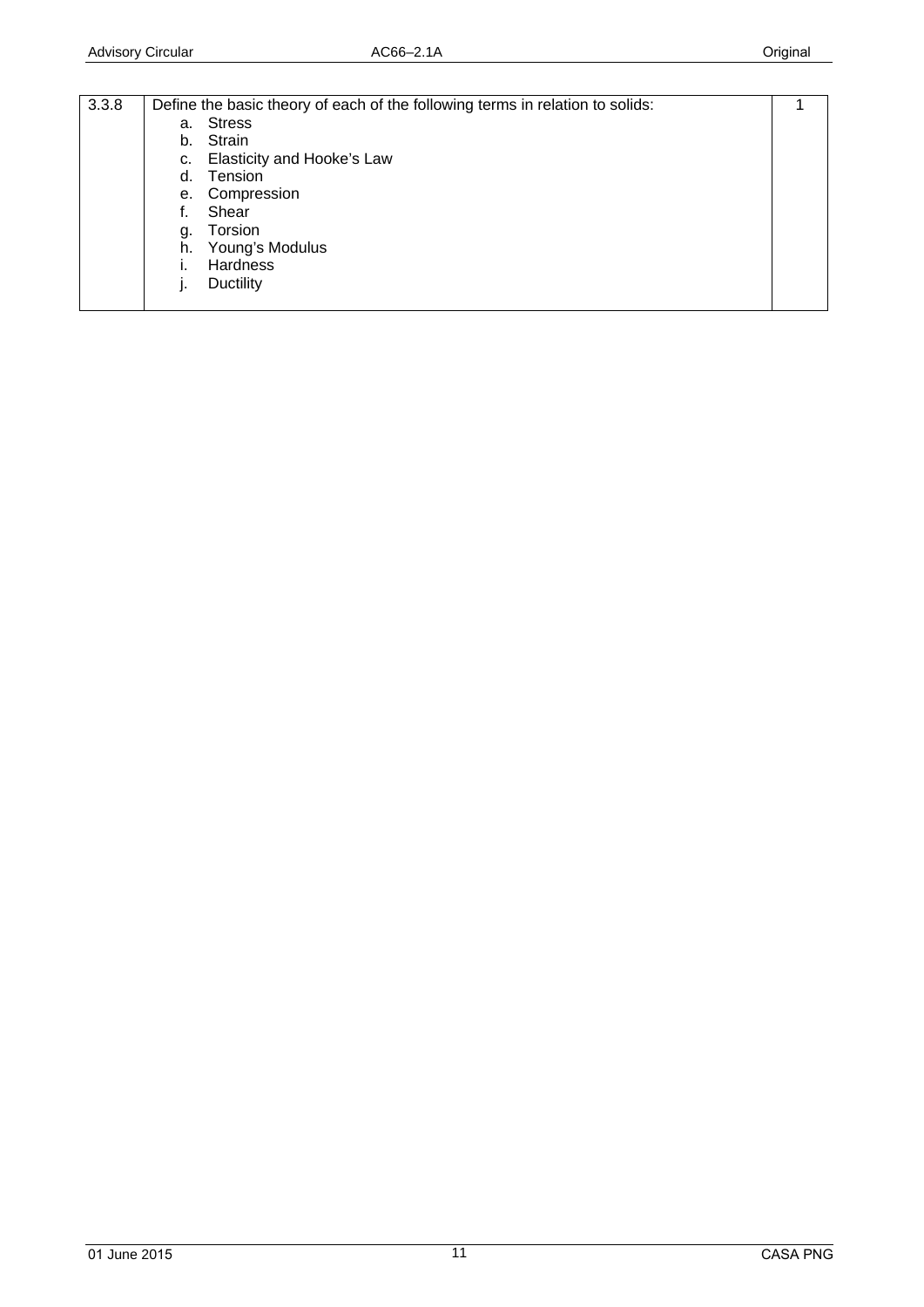| | | |
|---|---|---|
| 3.3.8 | Define the basic theory of each of the following terms in relation to solids:<br>a. Stress<br>b. Strain<br>c. Elasticity and Hooke's Law<br>d. Tension<br>e. Compression<br>f. Shear<br>g. Torsion<br>h. Young's Modulus<br>i. Hardness<br>j. Ductility | 1 |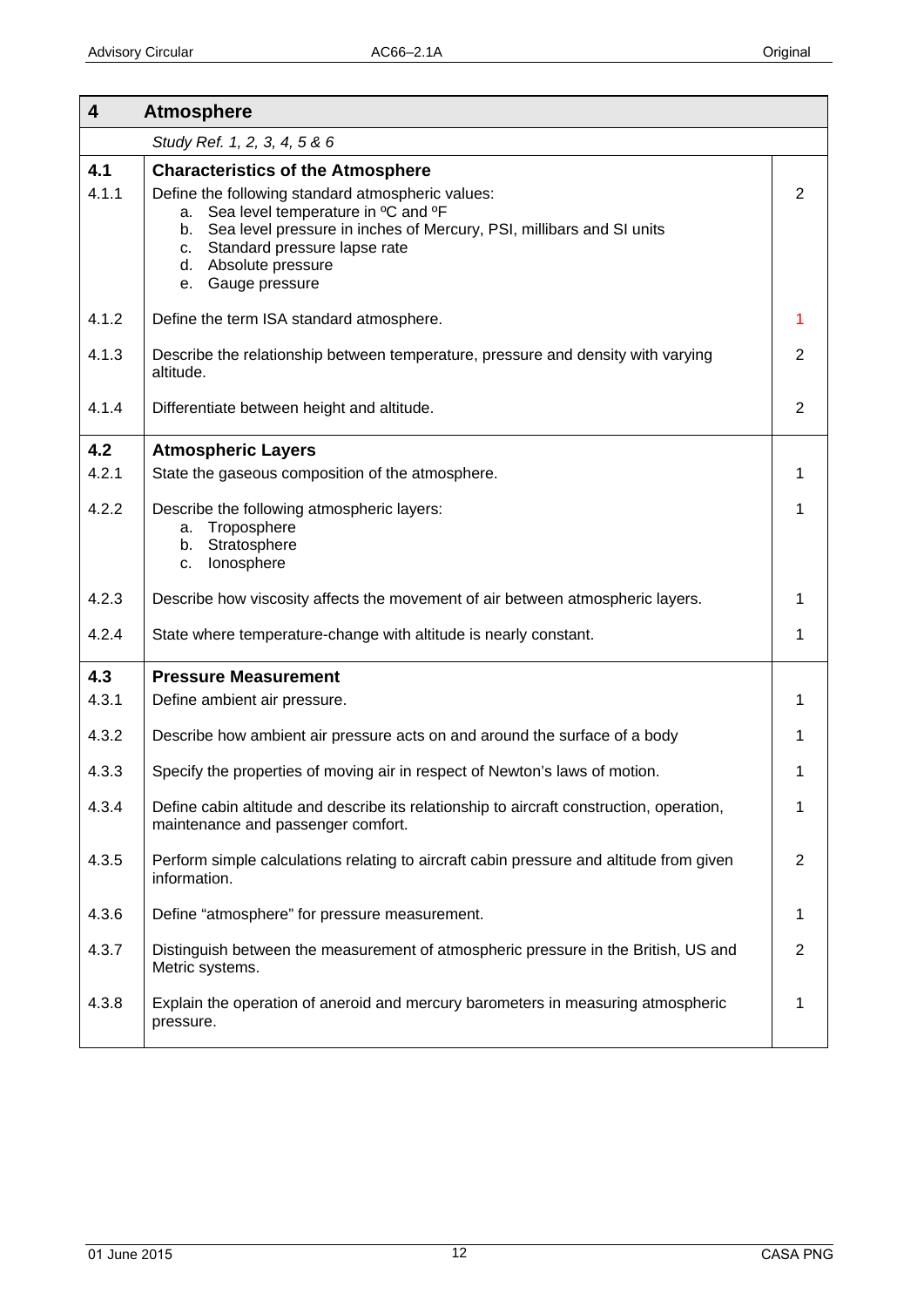| 4 | Atmosphere | |
|---|---|---|
| | *Study Ref. 1, 2, 3, 4, 5 & 6* | |
| **4.1** | **Characteristics of the Atmosphere** | |
| 4.1.1 | Define the following standard atmospheric values:<br>a. Sea level temperature in ºC and ºF<br>b. Sea level pressure in inches of Mercury, PSI, millibars and SI units<br>c. Standard pressure lapse rate<br>d. Absolute pressure<br>e. Gauge pressure | 2 |
| 4.1.2 | Define the term ISA standard atmosphere. | 1 |
| 4.1.3 | Describe the relationship between temperature, pressure and density with varying altitude. | 2 |
| 4.1.4 | Differentiate between height and altitude. | 2 |
| **4.2** | **Atmospheric Layers** | |
| 4.2.1 | State the gaseous composition of the atmosphere. | 1 |
| 4.2.2 | Describe the following atmospheric layers:<br>a. Troposphere<br>b. Stratosphere<br>c. Ionosphere | 1 |
| 4.2.3 | Describe how viscosity affects the movement of air between atmospheric layers. | 1 |
| 4.2.4 | State where temperature-change with altitude is nearly constant. | 1 |
| **4.3** | **Pressure Measurement** | |
| 4.3.1 | Define ambient air pressure. | 1 |
| 4.3.2 | Describe how ambient air pressure acts on and around the surface of a body | 1 |
| 4.3.3 | Specify the properties of moving air in respect of Newton's laws of motion. | 1 |
| 4.3.4 | Define cabin altitude and describe its relationship to aircraft construction, operation, maintenance and passenger comfort. | 1 |
| 4.3.5 | Perform simple calculations relating to aircraft cabin pressure and altitude from given information. | 2 |
| 4.3.6 | Define "atmosphere" for pressure measurement. | 1 |
| 4.3.7 | Distinguish between the measurement of atmospheric pressure in the British, US and Metric systems. | 2 |
| 4.3.8 | Explain the operation of aneroid and mercury barometers in measuring atmospheric pressure. | 1 |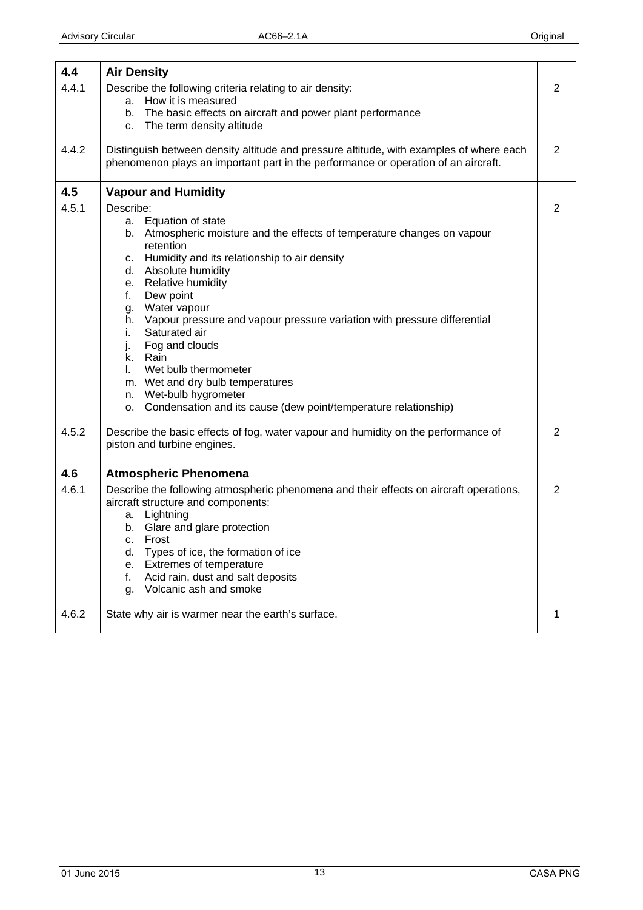| | | |
|---|---|---|
| **4.4** | **Air Density** | |
| 4.4.1 | Describe the following criteria relating to air density:<br>a. How it is measured<br>b. The basic effects on aircraft and power plant performance<br>c. The term density altitude | 2 |
| 4.4.2 | Distinguish between density altitude and pressure altitude, with examples of where each phenomenon plays an important part in the performance or operation of an aircraft. | 2 |
| **4.5** | **Vapour and Humidity** | |
| 4.5.1 | Describe:<br>a. Equation of state<br>b. Atmospheric moisture and the effects of temperature changes on vapour retention<br>c. Humidity and its relationship to air density<br>d. Absolute humidity<br>e. Relative humidity<br>f. Dew point<br>g. Water vapour<br>h. Vapour pressure and vapour pressure variation with pressure differential<br>i. Saturated air<br>j. Fog and clouds<br>k. Rain<br>l. Wet bulb thermometer<br>m. Wet and dry bulb temperatures<br>n. Wet-bulb hygrometer<br>o. Condensation and its cause (dew point/temperature relationship) | 2 |
| 4.5.2 | Describe the basic effects of fog, water vapour and humidity on the performance of piston and turbine engines. | 2 |
| **4.6** | **Atmospheric Phenomena** | |
| 4.6.1 | Describe the following atmospheric phenomena and their effects on aircraft operations, aircraft structure and components:<br>a. Lightning<br>b. Glare and glare protection<br>c. Frost<br>d. Types of ice, the formation of ice<br>e. Extremes of temperature<br>f. Acid rain, dust and salt deposits<br>g. Volcanic ash and smoke | 2 |
| 4.6.2 | State why air is warmer near the earth's surface. | 1 |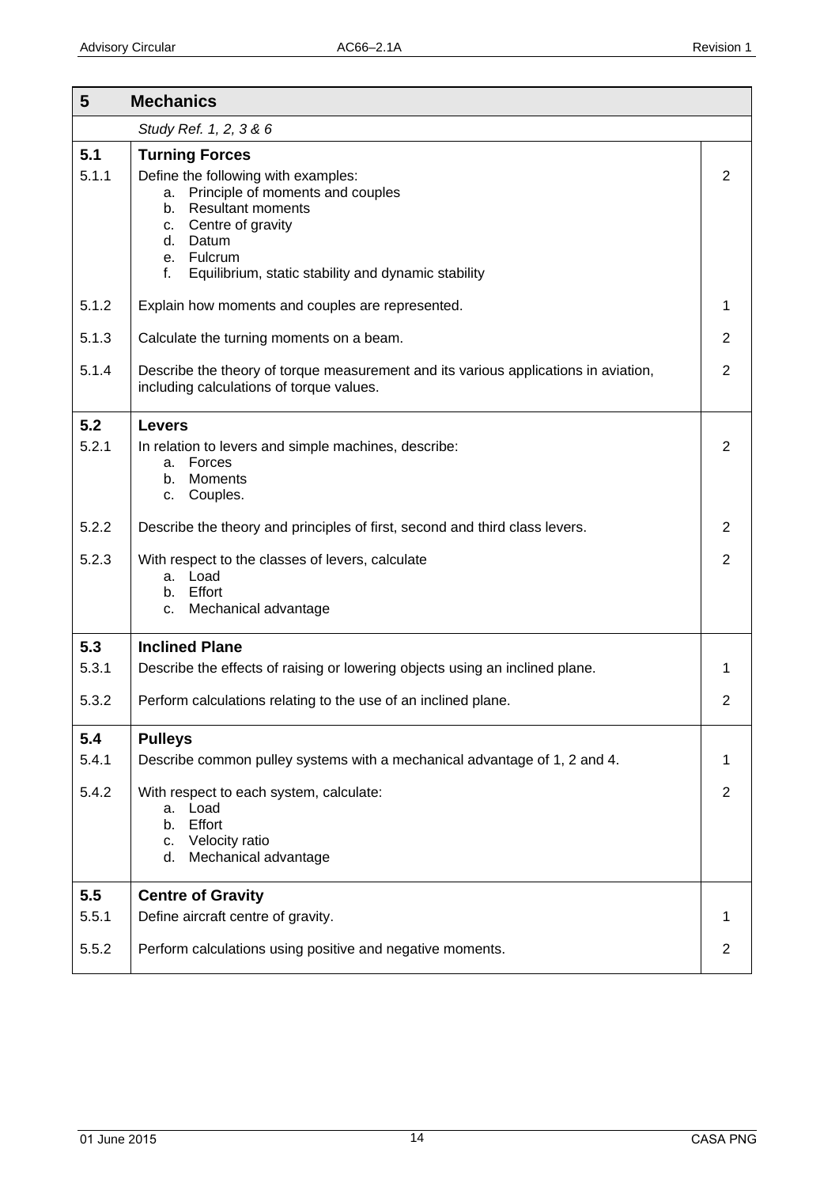| 5 | Mechanics | |
|---|---|---|
| | *Study Ref. 1, 2, 3 & 6* | |
| **5.1** | **Turning Forces** | |
| 5.1.1 | Define the following with examples:<br>a. Principle of moments and couples<br>b. Resultant moments<br>c. Centre of gravity<br>d. Datum<br>e. Fulcrum<br>f. Equilibrium, static stability and dynamic stability | 2 |
| 5.1.2 | Explain how moments and couples are represented. | 1 |
| 5.1.3 | Calculate the turning moments on a beam. | 2 |
| 5.1.4 | Describe the theory of torque measurement and its various applications in aviation, including calculations of torque values. | 2 |
| **5.2** | **Levers** | |
| 5.2.1 | In relation to levers and simple machines, describe:<br>a. Forces<br>b. Moments<br>c. Couples. | 2 |
| 5.2.2 | Describe the theory and principles of first, second and third class levers. | 2 |
| 5.2.3 | With respect to the classes of levers, calculate<br>a. Load<br>b. Effort<br>c. Mechanical advantage | 2 |
| **5.3** | **Inclined Plane** | |
| 5.3.1 | Describe the effects of raising or lowering objects using an inclined plane. | 1 |
| 5.3.2 | Perform calculations relating to the use of an inclined plane. | 2 |
| **5.4** | **Pulleys** | |
| 5.4.1 | Describe common pulley systems with a mechanical advantage of 1, 2 and 4. | 1 |
| 5.4.2 | With respect to each system, calculate:<br>a. Load<br>b. Effort<br>c. Velocity ratio<br>d. Mechanical advantage | 2 |
| **5.5** | **Centre of Gravity** | |
| 5.5.1 | Define aircraft centre of gravity. | 1 |
| 5.5.2 | Perform calculations using positive and negative moments. | 2 |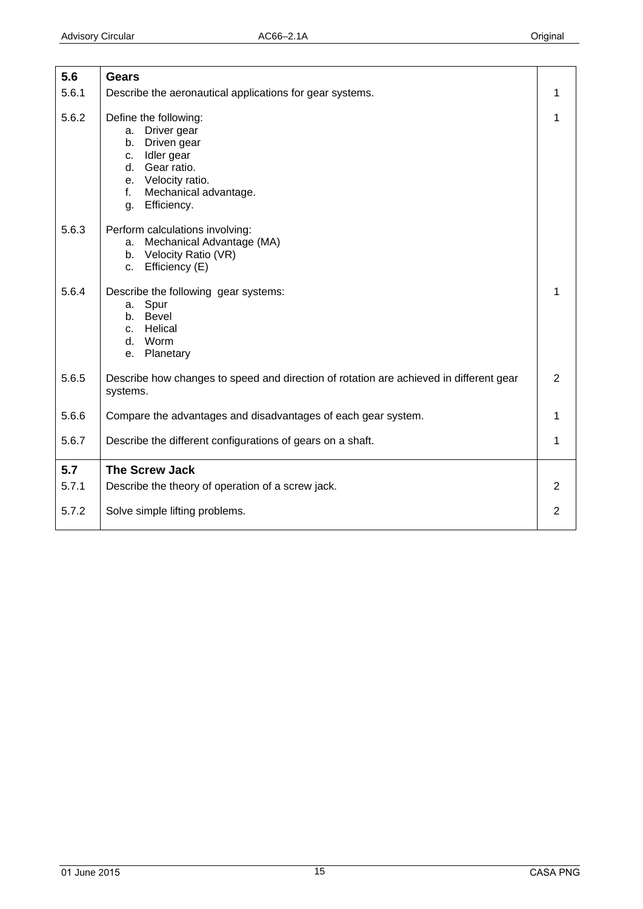| | | |
|---|---|---|
| **5.6** | **Gears** | |
| 5.6.1 | Describe the aeronautical applications for gear systems. | 1 |
| 5.6.2 | Define the following:<br>a. Driver gear<br>b. Driven gear<br>c. Idler gear<br>d. Gear ratio.<br>e. Velocity ratio.<br>f. Mechanical advantage.<br>g. Efficiency. | 1 |
| 5.6.3 | Perform calculations involving:<br>a. Mechanical Advantage (MA)<br>b. Velocity Ratio (VR)<br>c. Efficiency (E) | |
| 5.6.4 | Describe the following gear systems:<br>a. Spur<br>b. Bevel<br>c. Helical<br>d. Worm<br>e. Planetary | 1 |
| 5.6.5 | Describe how changes to speed and direction of rotation are achieved in different gear systems. | 2 |
| 5.6.6 | Compare the advantages and disadvantages of each gear system. | 1 |
| 5.6.7 | Describe the different configurations of gears on a shaft. | 1 |
| **5.7** | **The Screw Jack** | |
| 5.7.1 | Describe the theory of operation of a screw jack. | 2 |
| 5.7.2 | Solve simple lifting problems. | 2 |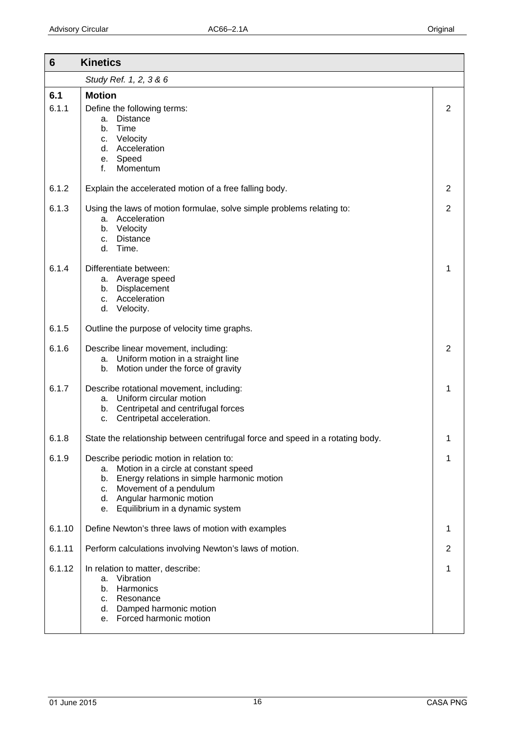| 6 | Kinetics | |
|---|---|---|
| | *Study Ref. 1, 2, 3 & 6* | |
| **6.1** | **Motion** | |
| 6.1.1 | Define the following terms:<br>a. Distance<br>b. Time<br>c. Velocity<br>d. Acceleration<br>e. Speed<br>f. Momentum | 2 |
| 6.1.2 | Explain the accelerated motion of a free falling body. | 2 |
| 6.1.3 | Using the laws of motion formulae, solve simple problems relating to:<br>a. Acceleration<br>b. Velocity<br>c. Distance<br>d. Time. | 2 |
| 6.1.4 | Differentiate between:<br>a. Average speed<br>b. Displacement<br>c. Acceleration<br>d. Velocity. | 1 |
| 6.1.5 | Outline the purpose of velocity time graphs. | |
| 6.1.6 | Describe linear movement, including:<br>a. Uniform motion in a straight line<br>b. Motion under the force of gravity | 2 |
| 6.1.7 | Describe rotational movement, including:<br>a. Uniform circular motion<br>b. Centripetal and centrifugal forces<br>c. Centripetal acceleration. | 1 |
| 6.1.8 | State the relationship between centrifugal force and speed in a rotating body. | 1 |
| 6.1.9 | Describe periodic motion in relation to:<br>a. Motion in a circle at constant speed<br>b. Energy relations in simple harmonic motion<br>c. Movement of a pendulum<br>d. Angular harmonic motion<br>e. Equilibrium in a dynamic system | 1 |
| 6.1.10 | Define Newton's three laws of motion with examples | 1 |
| 6.1.11 | Perform calculations involving Newton's laws of motion. | 2 |
| 6.1.12 | In relation to matter, describe:<br>a. Vibration<br>b. Harmonics<br>c. Resonance<br>d. Damped harmonic motion<br>e. Forced harmonic motion | 1 |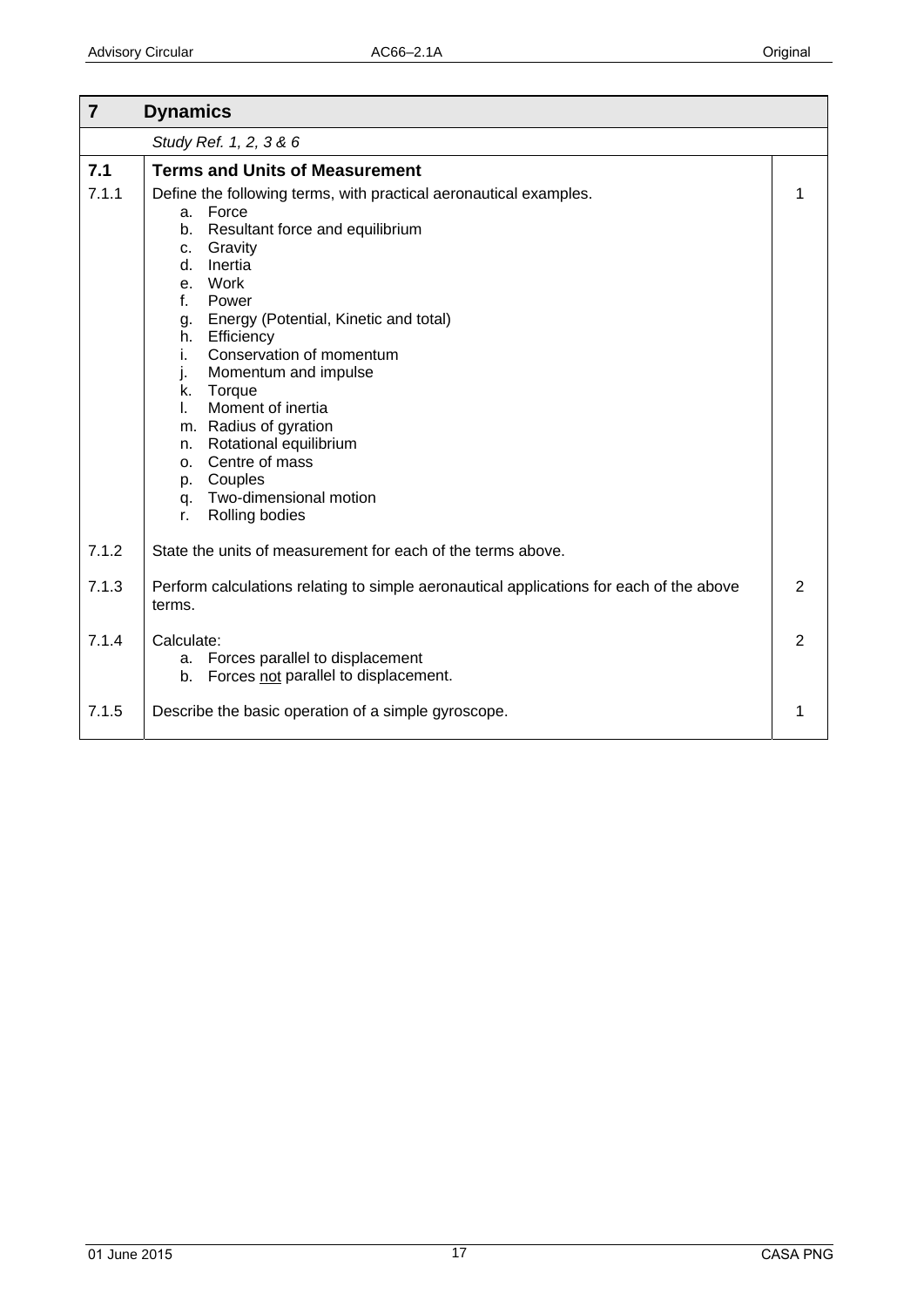| 7 | Dynamics | |
|---|---|---|
| | *Study Ref. 1, 2, 3 & 6* | |
| **7.1** | **Terms and Units of Measurement** | |
| 7.1.1 | Define the following terms, with practical aeronautical examples.<br>a. Force<br>b. Resultant force and equilibrium<br>c. Gravity<br>d. Inertia<br>e. Work<br>f. Power<br>g. Energy (Potential, Kinetic and total)<br>h. Efficiency<br>i. Conservation of momentum<br>j. Momentum and impulse<br>k. Torque<br>l. Moment of inertia<br>m. Radius of gyration<br>n. Rotational equilibrium<br>o. Centre of mass<br>p. Couples<br>q. Two-dimensional motion<br>r. Rolling bodies | 1 |
| 7.1.2 | State the units of measurement for each of the terms above. | |
| 7.1.3 | Perform calculations relating to simple aeronautical applications for each of the above terms. | 2 |
| 7.1.4 | Calculate:<br>a. Forces parallel to displacement<br>b. Forces not parallel to displacement. | 2 |
| 7.1.5 | Describe the basic operation of a simple gyroscope. | 1 |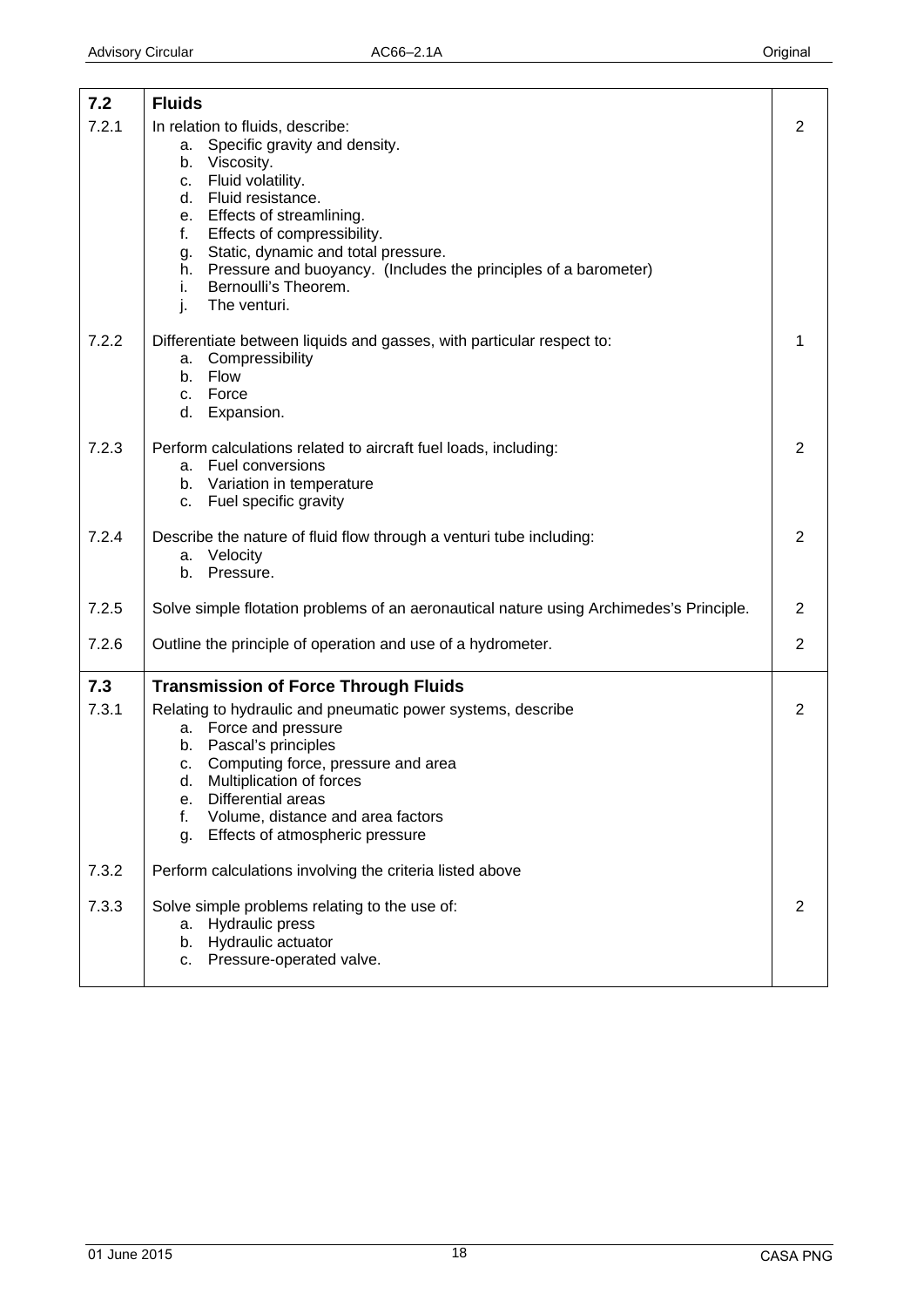| | | |
|---|---|---|
| **7.2** | **Fluids** | |
| 7.2.1 | In relation to fluids, describe:<br>a. Specific gravity and density.<br>b. Viscosity.<br>c. Fluid volatility.<br>d. Fluid resistance.<br>e. Effects of streamlining.<br>f. Effects of compressibility.<br>g. Static, dynamic and total pressure.<br>h. Pressure and buoyancy. (Includes the principles of a barometer)<br>i. Bernoulli's Theorem.<br>j. The venturi. | 2 |
| 7.2.2 | Differentiate between liquids and gasses, with particular respect to:<br>a. Compressibility<br>b. Flow<br>c. Force<br>d. Expansion. | 1 |
| 7.2.3 | Perform calculations related to aircraft fuel loads, including:<br>a. Fuel conversions<br>b. Variation in temperature<br>c. Fuel specific gravity | 2 |
| 7.2.4 | Describe the nature of fluid flow through a venturi tube including:<br>a. Velocity<br>b. Pressure. | 2 |
| 7.2.5 | Solve simple flotation problems of an aeronautical nature using Archimedes's Principle. | 2 |
| 7.2.6 | Outline the principle of operation and use of a hydrometer. | 2 |
| **7.3** | **Transmission of Force Through Fluids** | |
| 7.3.1 | Relating to hydraulic and pneumatic power systems, describe<br>a. Force and pressure<br>b. Pascal's principles<br>c. Computing force, pressure and area<br>d. Multiplication of forces<br>e. Differential areas<br>f. Volume, distance and area factors<br>g. Effects of atmospheric pressure | 2 |
| 7.3.2 | Perform calculations involving the criteria listed above | |
| 7.3.3 | Solve simple problems relating to the use of:<br>a. Hydraulic press<br>b. Hydraulic actuator<br>c. Pressure-operated valve. | 2 |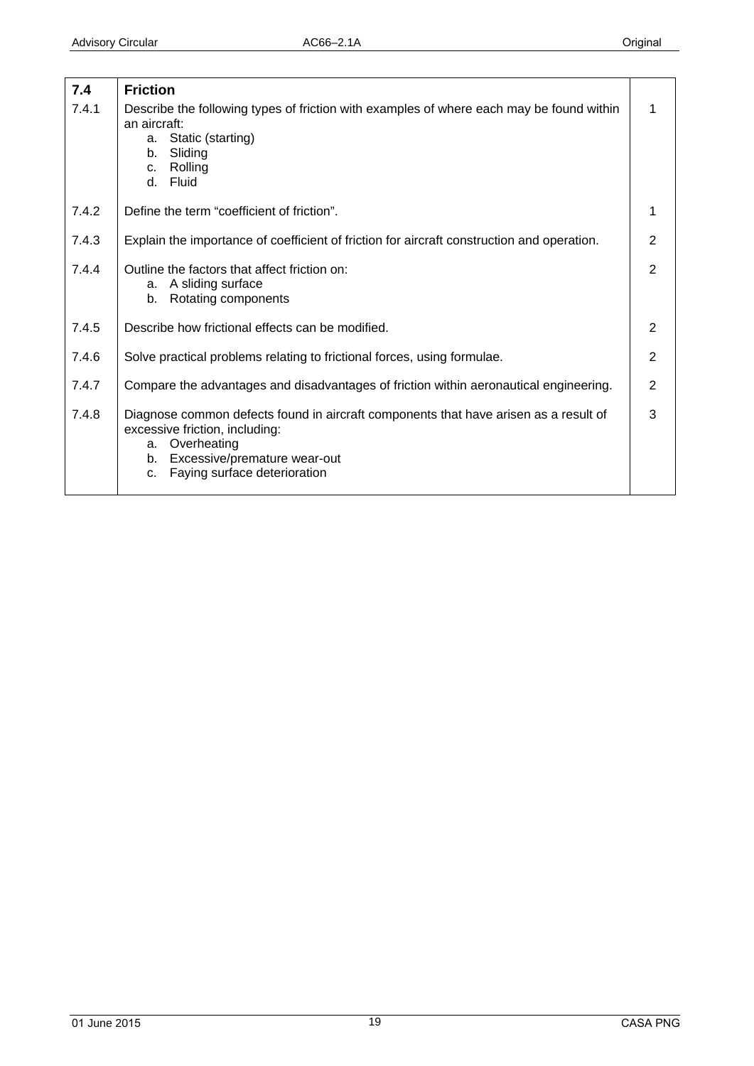| 7.4 | **Friction** | |
|---|---|---|
| 7.4.1 | Describe the following types of friction with examples of where each may be found within an aircraft:<br>a. Static (starting)<br>b. Sliding<br>c. Rolling<br>d. Fluid | 1 |
| 7.4.2 | Define the term "coefficient of friction". | 1 |
| 7.4.3 | Explain the importance of coefficient of friction for aircraft construction and operation. | 2 |
| 7.4.4 | Outline the factors that affect friction on:<br>a. A sliding surface<br>b. Rotating components | 2 |
| 7.4.5 | Describe how frictional effects can be modified. | 2 |
| 7.4.6 | Solve practical problems relating to frictional forces, using formulae. | 2 |
| 7.4.7 | Compare the advantages and disadvantages of friction within aeronautical engineering. | 2 |
| 7.4.8 | Diagnose common defects found in aircraft components that have arisen as a result of excessive friction, including:<br>a. Overheating<br>b. Excessive/premature wear-out<br>c. Faying surface deterioration | 3 |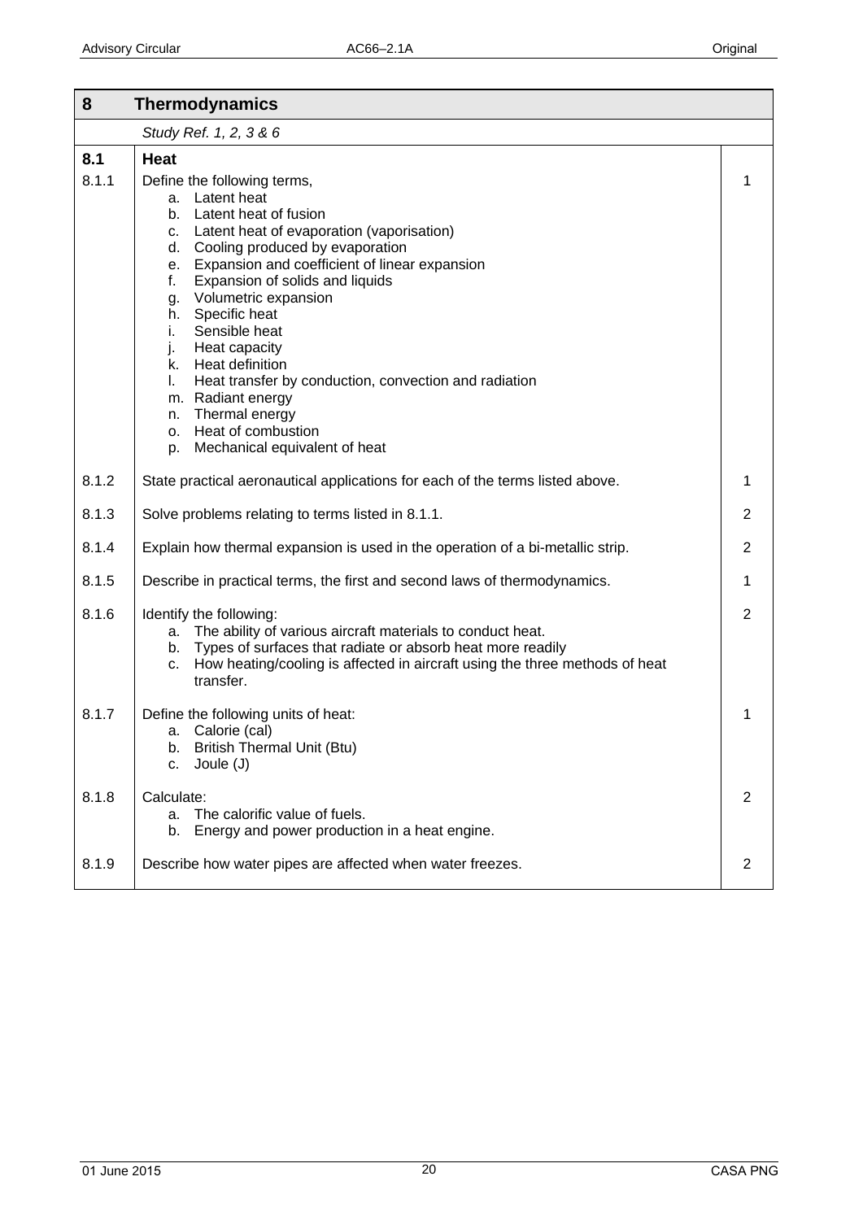| 8 | Thermodynamics | |
|---|---|---|
| | *Study Ref. 1, 2, 3 & 6* | |
| **8.1** | **Heat** | |
| 8.1.1 | Define the following terms,<br>a. Latent heat<br>b. Latent heat of fusion<br>c. Latent heat of evaporation (vaporisation)<br>d. Cooling produced by evaporation<br>e. Expansion and coefficient of linear expansion<br>f. Expansion of solids and liquids<br>g. Volumetric expansion<br>h. Specific heat<br>i. Sensible heat<br>j. Heat capacity<br>k. Heat definition<br>l. Heat transfer by conduction, convection and radiation<br>m. Radiant energy<br>n. Thermal energy<br>o. Heat of combustion<br>p. Mechanical equivalent of heat | 1 |
| 8.1.2 | State practical aeronautical applications for each of the terms listed above. | 1 |
| 8.1.3 | Solve problems relating to terms listed in 8.1.1. | 2 |
| 8.1.4 | Explain how thermal expansion is used in the operation of a bi-metallic strip. | 2 |
| 8.1.5 | Describe in practical terms, the first and second laws of thermodynamics. | 1 |
| 8.1.6 | Identify the following:<br>a. The ability of various aircraft materials to conduct heat.<br>b. Types of surfaces that radiate or absorb heat more readily<br>c. How heating/cooling is affected in aircraft using the three methods of heat transfer. | 2 |
| 8.1.7 | Define the following units of heat:<br>a. Calorie (cal)<br>b. British Thermal Unit (Btu)<br>c. Joule (J) | 1 |
| 8.1.8 | Calculate:<br>a. The calorific value of fuels.<br>b. Energy and power production in a heat engine. | 2 |
| 8.1.9 | Describe how water pipes are affected when water freezes. | 2 |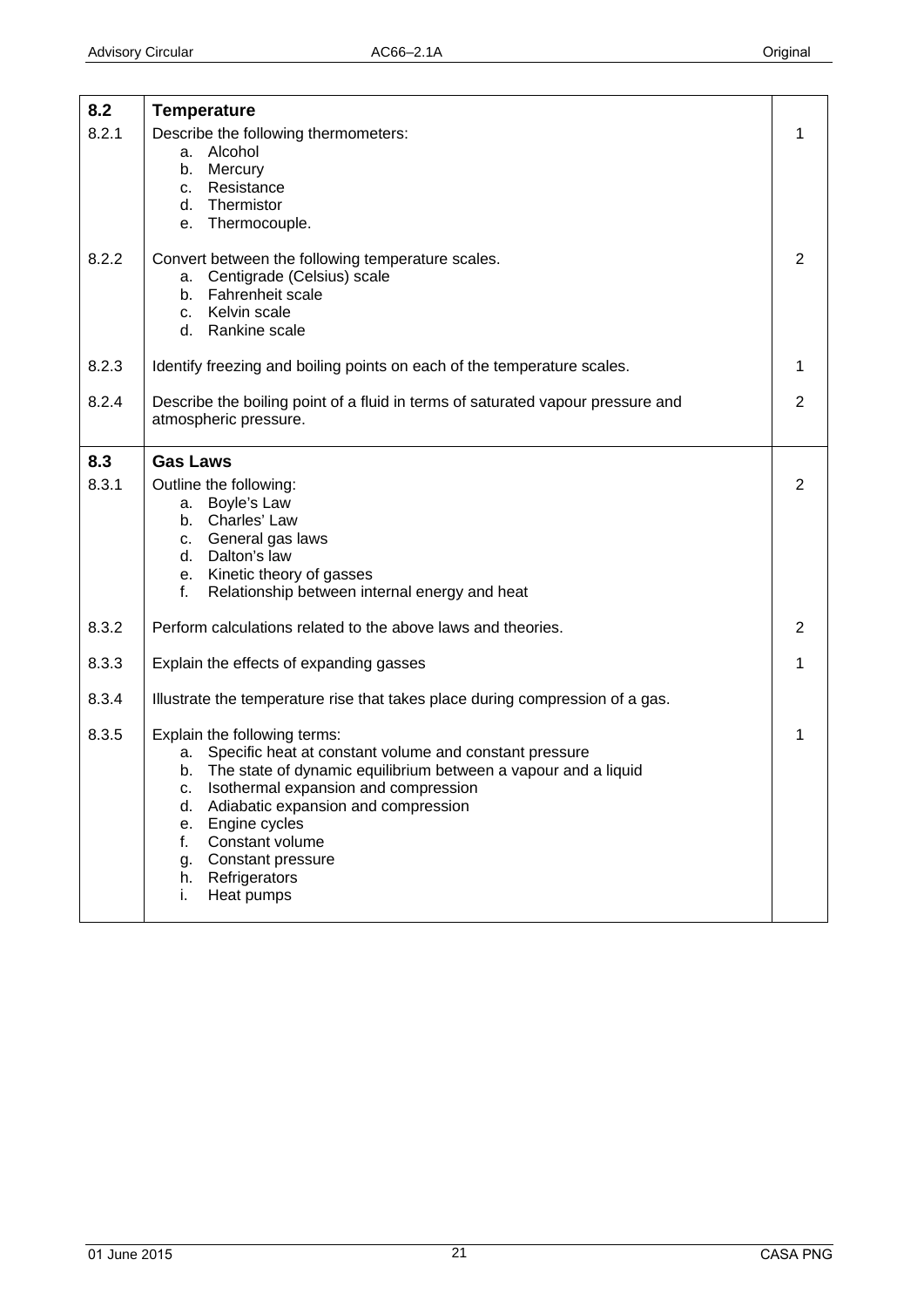| | | |
|---|---|---|
| **8.2** | **Temperature** | |
| 8.2.1 | Describe the following thermometers:<br>a. Alcohol<br>b. Mercury<br>c. Resistance<br>d. Thermistor<br>e. Thermocouple. | 1 |
| 8.2.2 | Convert between the following temperature scales.<br>a. Centigrade (Celsius) scale<br>b. Fahrenheit scale<br>c. Kelvin scale<br>d. Rankine scale | 2 |
| 8.2.3 | Identify freezing and boiling points on each of the temperature scales. | 1 |
| 8.2.4 | Describe the boiling point of a fluid in terms of saturated vapour pressure and atmospheric pressure. | 2 |
| **8.3** | **Gas Laws** | |
| 8.3.1 | Outline the following:<br>a. Boyle's Law<br>b. Charles' Law<br>c. General gas laws<br>d. Dalton's law<br>e. Kinetic theory of gasses<br>f. Relationship between internal energy and heat | 2 |
| 8.3.2 | Perform calculations related to the above laws and theories. | 2 |
| 8.3.3 | Explain the effects of expanding gasses | 1 |
| 8.3.4 | Illustrate the temperature rise that takes place during compression of a gas. | |
| 8.3.5 | Explain the following terms:<br>a. Specific heat at constant volume and constant pressure<br>b. The state of dynamic equilibrium between a vapour and a liquid<br>c. Isothermal expansion and compression<br>d. Adiabatic expansion and compression<br>e. Engine cycles<br>f. Constant volume<br>g. Constant pressure<br>h. Refrigerators<br>i. Heat pumps | 1 |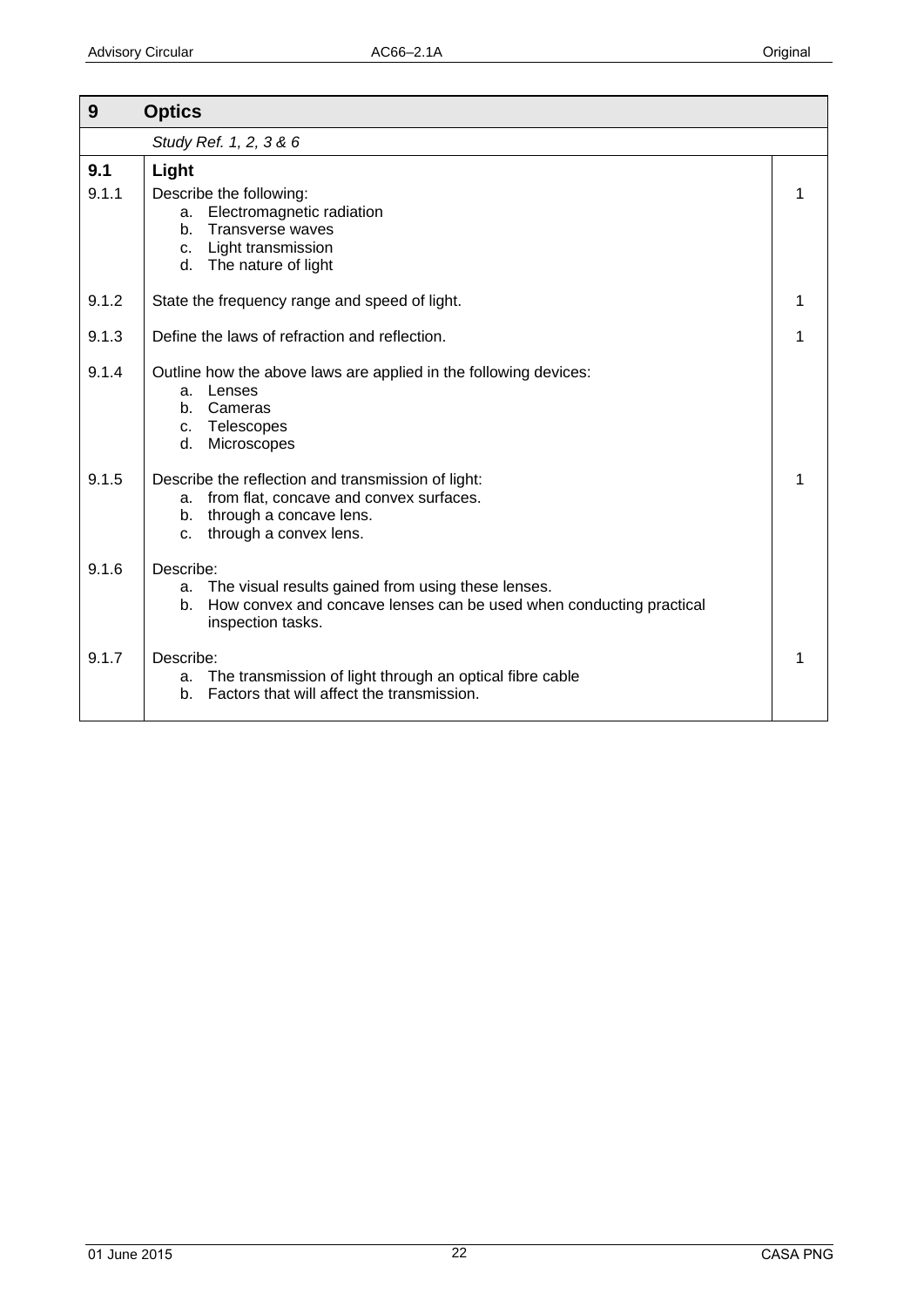| 9 | Optics | |
|---|---|---|
| | *Study Ref. 1, 2, 3 & 6* | |
| **9.1** | **Light** | |
| 9.1.1 | Describe the following:<br>a. Electromagnetic radiation<br>b. Transverse waves<br>c. Light transmission<br>d. The nature of light | 1 |
| 9.1.2 | State the frequency range and speed of light. | 1 |
| 9.1.3 | Define the laws of refraction and reflection. | 1 |
| 9.1.4 | Outline how the above laws are applied in the following devices:<br>a. Lenses<br>b. Cameras<br>c. Telescopes<br>d. Microscopes | |
| 9.1.5 | Describe the reflection and transmission of light:<br>a. from flat, concave and convex surfaces.<br>b. through a concave lens.<br>c. through a convex lens. | 1 |
| 9.1.6 | Describe:<br>a. The visual results gained from using these lenses.<br>b. How convex and concave lenses can be used when conducting practical inspection tasks. | |
| 9.1.7 | Describe:<br>a. The transmission of light through an optical fibre cable<br>b. Factors that will affect the transmission. | 1 |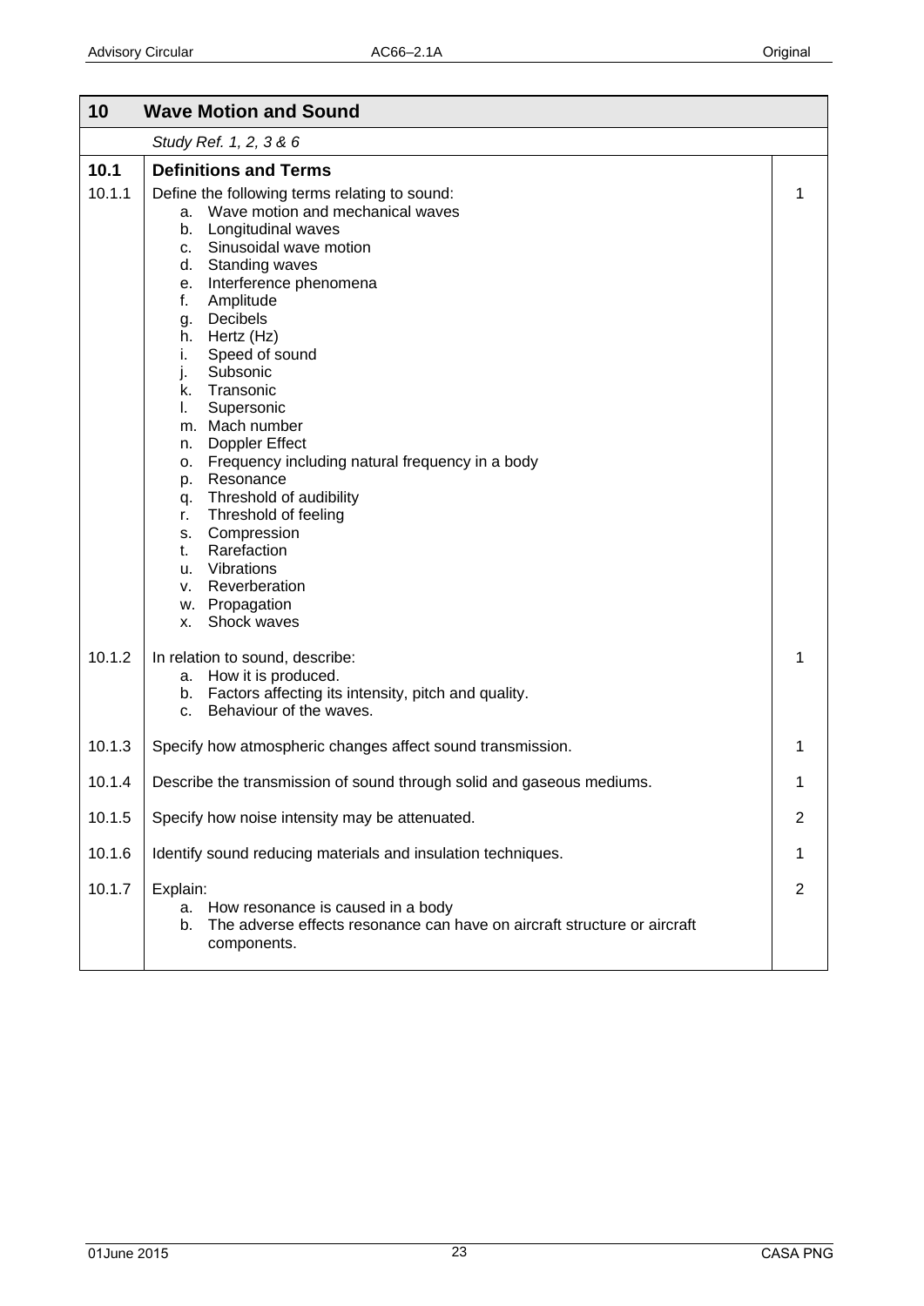| 10 | Wave Motion and Sound | |
|---|---|---|
| | *Study Ref. 1, 2, 3 & 6* | |
| **10.1** | **Definitions and Terms** | |
| 10.1.1 | Define the following terms relating to sound:<br>a. Wave motion and mechanical waves<br>b. Longitudinal waves<br>c. Sinusoidal wave motion<br>d. Standing waves<br>e. Interference phenomena<br>f. Amplitude<br>g. Decibels<br>h. Hertz (Hz)<br>i. Speed of sound<br>j. Subsonic<br>k. Transonic<br>l. Supersonic<br>m. Mach number<br>n. Doppler Effect<br>o. Frequency including natural frequency in a body<br>p. Resonance<br>q. Threshold of audibility<br>r. Threshold of feeling<br>s. Compression<br>t. Rarefaction<br>u. Vibrations<br>v. Reverberation<br>w. Propagation<br>x. Shock waves | 1 |
| 10.1.2 | In relation to sound, describe:<br>a. How it is produced.<br>b. Factors affecting its intensity, pitch and quality.<br>c. Behaviour of the waves. | 1 |
| 10.1.3 | Specify how atmospheric changes affect sound transmission. | 1 |
| 10.1.4 | Describe the transmission of sound through solid and gaseous mediums. | 1 |
| 10.1.5 | Specify how noise intensity may be attenuated. | 2 |
| 10.1.6 | Identify sound reducing materials and insulation techniques. | 1 |
| 10.1.7 | Explain:<br>a. How resonance is caused in a body<br>b. The adverse effects resonance can have on aircraft structure or aircraft components. | 2 |